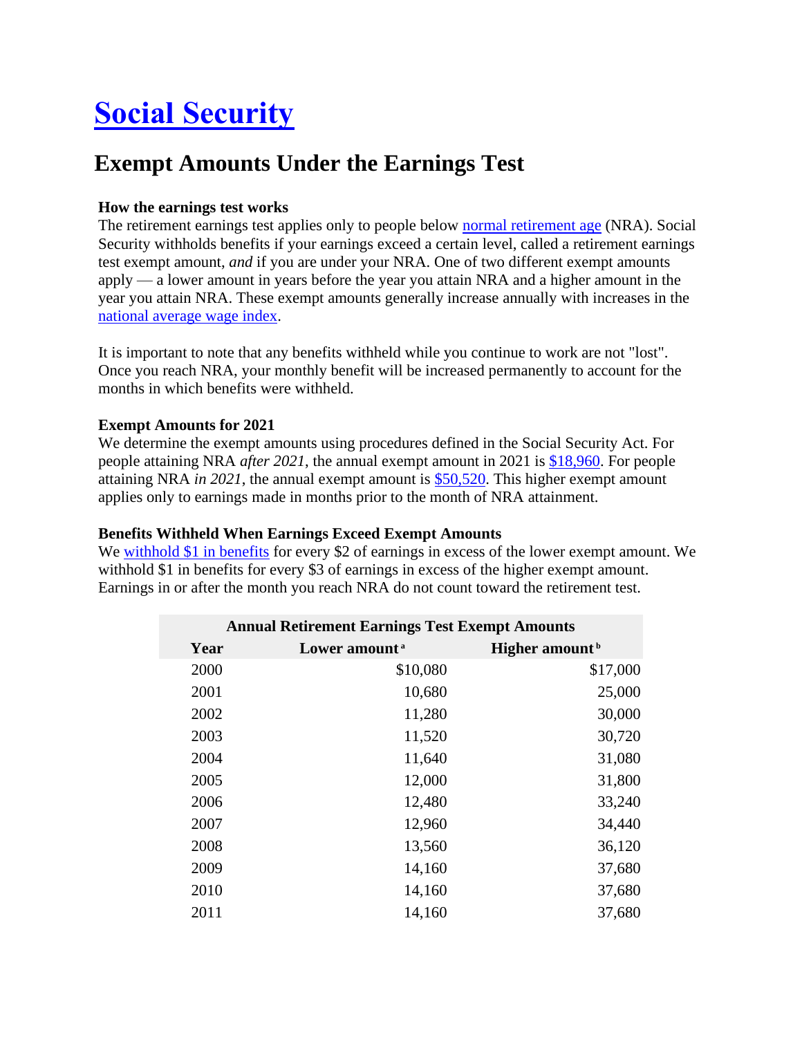# Social Security

## Exempt Amounts Under the Earnings Test

**How the earnings test works**
The retirement earnings test applies only to people below normal retirement age (NRA). Social Security withholds benefits if your earnings exceed a certain level, called a retirement earnings test exempt amount, *and* if you are under your NRA. One of two different exempt amounts apply — a lower amount in years before the year you attain NRA and a higher amount in the year you attain NRA. These exempt amounts generally increase annually with increases in the national average wage index.

It is important to note that any benefits withheld while you continue to work are not "lost". Once you reach NRA, your monthly benefit will be increased permanently to account for the months in which benefits were withheld.

**Exempt Amounts for 2021**
We determine the exempt amounts using procedures defined in the Social Security Act. For people attaining NRA *after 2021*, the annual exempt amount in 2021 is $18,960. For people attaining NRA *in 2021*, the annual exempt amount is $50,520. This higher exempt amount applies only to earnings made in months prior to the month of NRA attainment.

**Benefits Withheld When Earnings Exceed Exempt Amounts**
We withhold $1 in benefits for every $2 of earnings in excess of the lower exempt amount. We withhold $1 in benefits for every $3 of earnings in excess of the higher exempt amount. Earnings in or after the month you reach NRA do not count toward the retirement test.

| Annual Retirement Earnings Test Exempt Amounts | | |
|---|---|---|
| **Year** | **Lower amount [a]** | **Higher amount [b]** |
| 2000 | $10,080 | $17,000 |
| 2001 | 10,680 | 25,000 |
| 2002 | 11,280 | 30,000 |
| 2003 | 11,520 | 30,720 |
| 2004 | 11,640 | 31,080 |
| 2005 | 12,000 | 31,800 |
| 2006 | 12,480 | 33,240 |
| 2007 | 12,960 | 34,440 |
| 2008 | 13,560 | 36,120 |
| 2009 | 14,160 | 37,680 |
| 2010 | 14,160 | 37,680 |
| 2011 | 14,160 | 37,680 |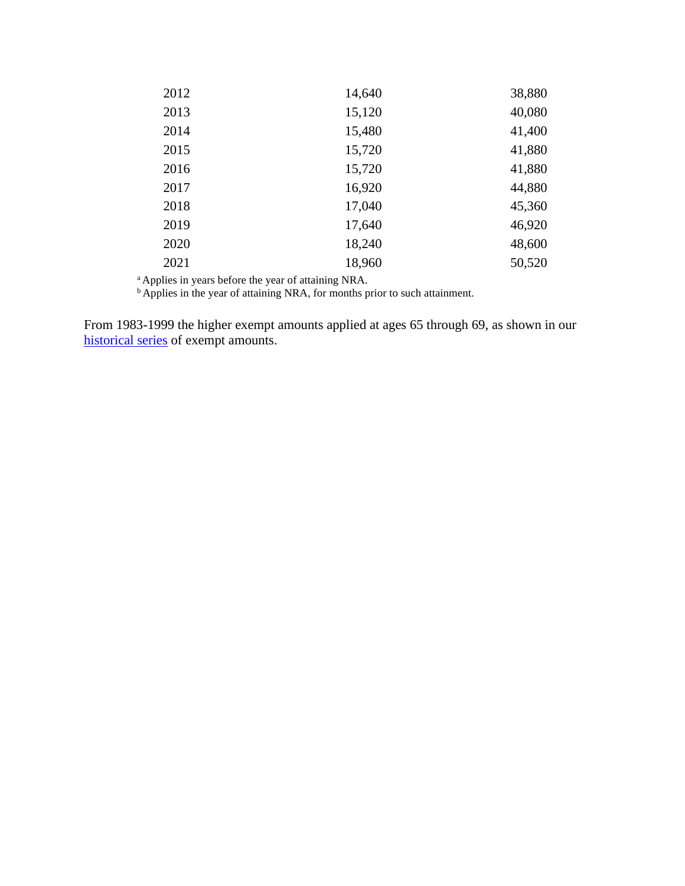| | | |
|---|---|---|
| 2012 | 14,640 | 38,880 |
| 2013 | 15,120 | 40,080 |
| 2014 | 15,480 | 41,400 |
| 2015 | 15,720 | 41,880 |
| 2016 | 15,720 | 41,880 |
| 2017 | 16,920 | 44,880 |
| 2018 | 17,040 | 45,360 |
| 2019 | 17,640 | 46,920 |
| 2020 | 18,240 | 48,600 |
| 2021 | 18,960 | 50,520 |

[a] Applies in years before the year of attaining NRA.
[b] Applies in the year of attaining NRA, for months prior to such attainment.

From 1983-1999 the higher exempt amounts applied at ages 65 through 69, as shown in our historical series of exempt amounts.